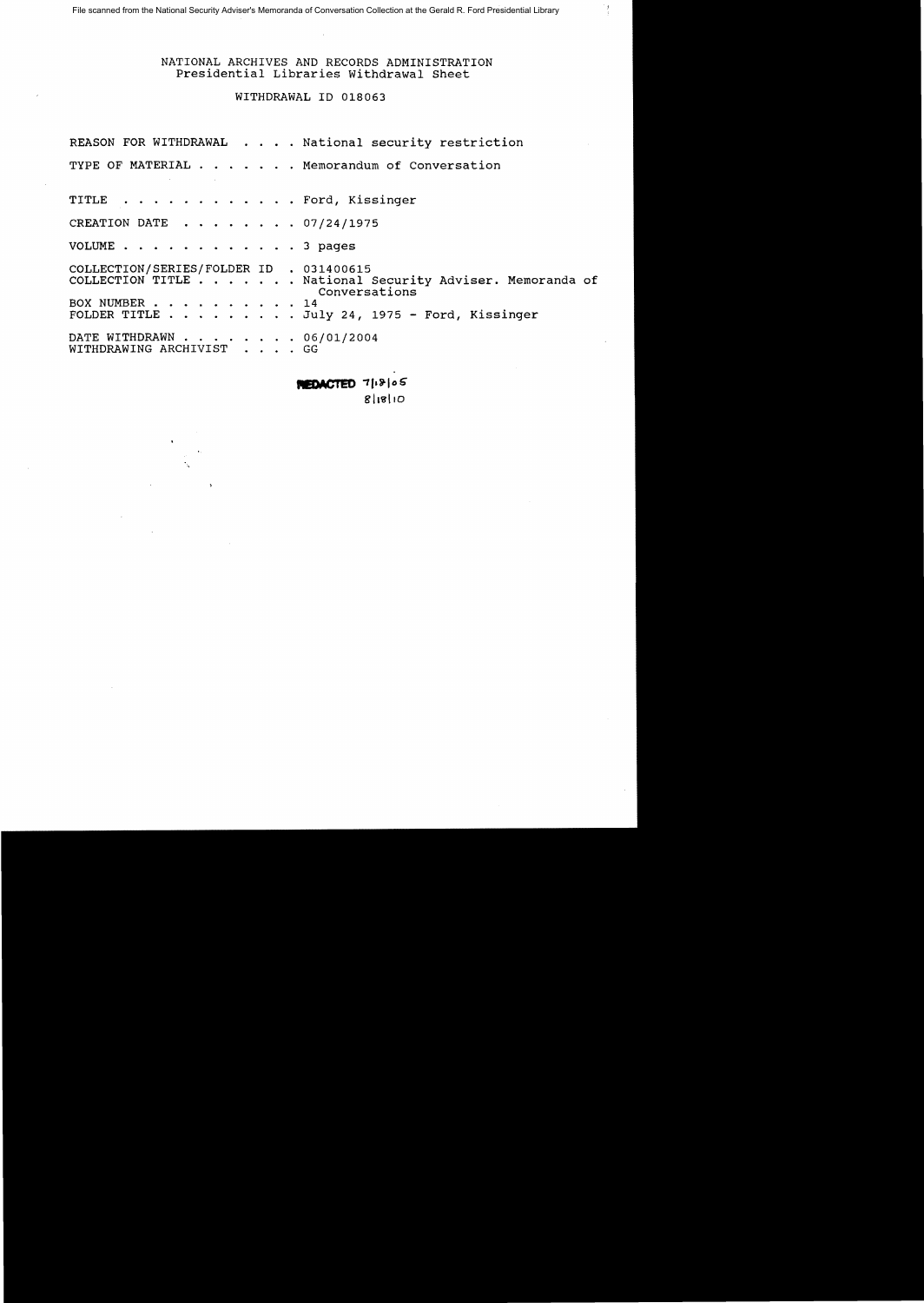File scanned from the National Security Adviser's Memoranda of Conversation Collection at the Gerald R. Ford Presidential Library

NATIONAL ARCHIVES AND RECORDS ADMINISTRATION
Presidential Libraries Withdrawal Sheet

WITHDRAWAL ID 018063

REASON FOR WITHDRAWAL . . . . National security restriction

TYPE OF MATERIAL . . . . . . . Memorandum of Conversation

TITLE . . . . . . . . . . . . Ford, Kissinger

CREATION DATE . . . . . . . . 07/24/1975

VOLUME . . . . . . . . . . . . 3 pages

COLLECTION/SERIES/FOLDER ID . 031400615
COLLECTION TITLE . . . . . . . National Security Adviser. Memoranda of Conversations
BOX NUMBER . . . . . . . . . . 14
FOLDER TITLE . . . . . . . . . July 24, 1975 - Ford, Kissinger

DATE WITHDRAWN . . . . . . . . 06/01/2004
WITHDRAWING ARCHIVIST . . . . GG

REDACTED 7/18/05
8/18/10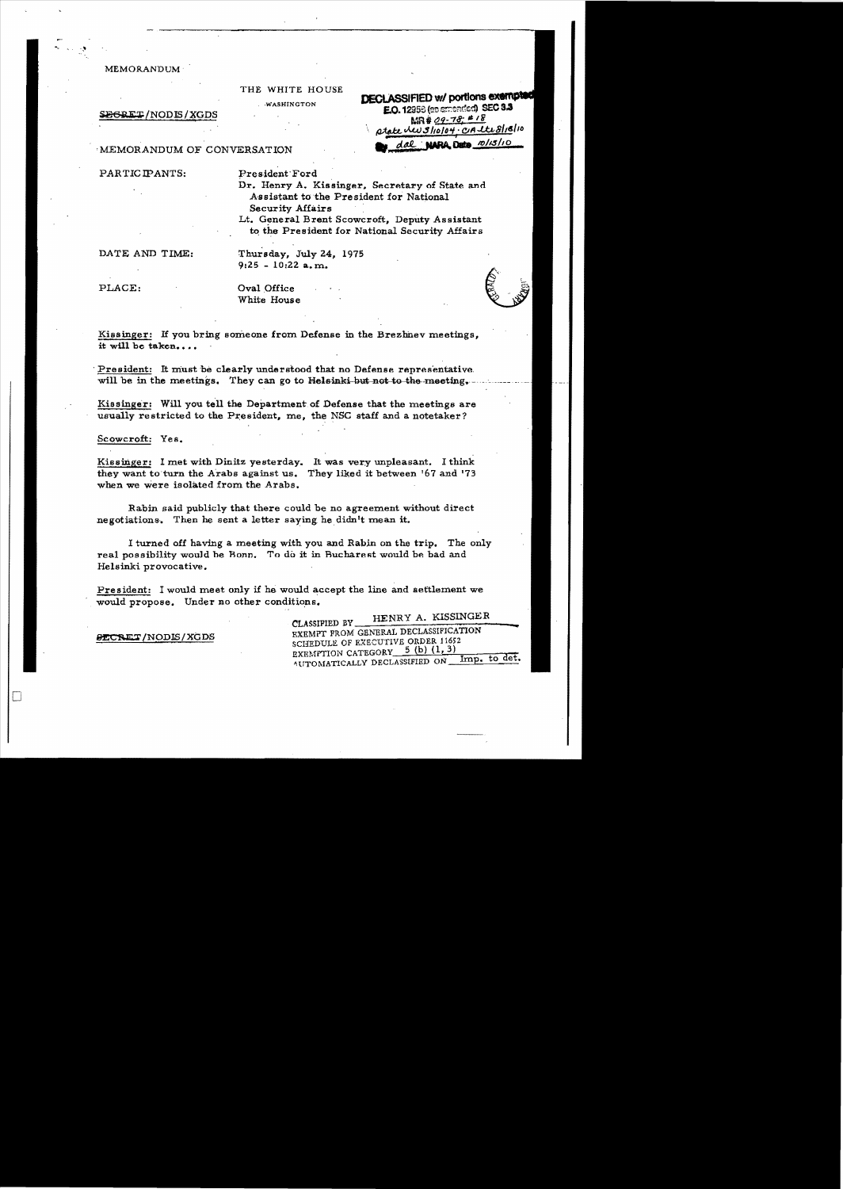MEMORANDUM

THE WHITE HOUSE

WASHINGTON

SECRET/NODIS/XGDS

DECLASSIFIED w/ portions exempted
E.O. 12958 (as amended) SEC 3.3
MR # 09-78; #18
State Rev 3/10/04; CIA Ltr 8/18/10
By dal NARA, Date 10/15/10

MEMORANDUM OF CONVERSATION

PARTICIPANTS: President Ford
Dr. Henry A. Kissinger, Secretary of State and Assistant to the President for National Security Affairs
Lt. General Brent Scowcroft, Deputy Assistant to the President for National Security Affairs

DATE AND TIME: Thursday, July 24, 1975
9:25 - 10:22 a.m.

PLACE: Oval Office
White House

Kissinger: If you bring someone from Defense in the Brezhnev meetings, it will be taken....

President: It must be clearly understood that no Defense representative will be in the meetings. They can go to ~~Helsinki but not to the meeting~~.

Kissinger: Will you tell the Department of Defense that the meetings are usually restricted to the President, me, the NSC staff and a notetaker?

Scowcroft: Yes.

Kissinger: I met with Dinitz yesterday. It was very unpleasant. I think they want to turn the Arabs against us. They liked it between '67 and '73 when we were isolated from the Arabs.

Rabin said publicly that there could be no agreement without direct negotiations. Then he sent a letter saying he didn't mean it.

I turned off having a meeting with you and Rabin on the trip. The only real possibility would be Bonn. To do it in Bucharest would be bad and Helsinki provocative.

President: I would meet only if he would accept the line and settlement we would propose. Under no other conditions.

SECRET/NODIS/XGDS

CLASSIFIED BY HENRY A. KISSINGER
EXEMPT FROM GENERAL DECLASSIFICATION SCHEDULE OF EXECUTIVE ORDER 11652
EXEMPTION CATEGORY 5 (b) (1, 3)
AUTOMATICALLY DECLASSIFIED ON Imp. to det.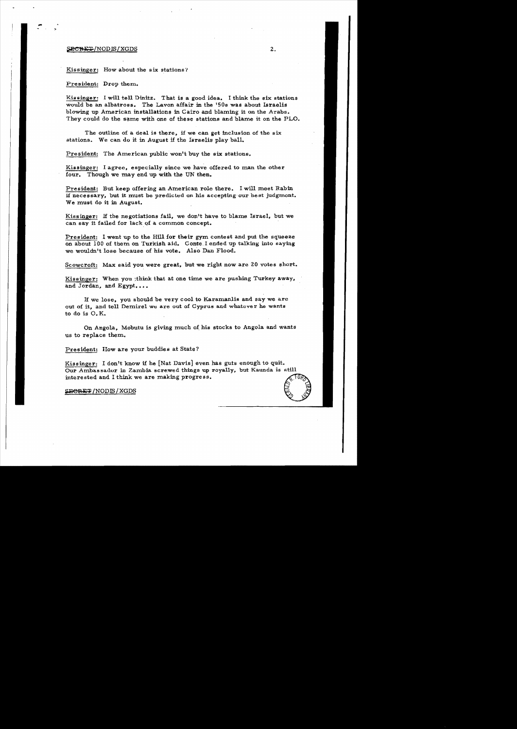Kissinger: How about the six stations?

President: Drop them.

Kissinger: I will tell Dinitz. That is a good idea. I think the six stations would be an albatross. The Lavon affair in the '50s was about Israelis blowing up American installations in Cairo and blaming it on the Arabs. They could do the same with one of these stations and blame it on the PLO.

The outline of a deal is there, if we can get inclusion of the six stations. We can do it in August if the Israelis play ball.

President: The American public won't buy the six stations.

Kissinger: I agree, especially since we have offered to man the other four. Though we may end up with the UN then.

President: But keep offering an American role there. I will meet Rabin if necessary, but it must be predicted on his accepting our best judgment. We must do it in August.

Kissinger: If the negotiations fail, we don't have to blame Israel, but we can say it failed for lack of a common concept.

President: I went up to the Hill for their gym contest and put the squeeze on about 100 of them on Turkish aid. Conte I ended up talking into saying we wouldn't lose because of his vote. Also Dan Flood.

Scowcroft: Max said you were great, but we right now are 20 votes short.

Kissinger: When you think that at one time we are pushing Turkey away, and Jordan, and Egypt....

If we lose, you should be very cool to Karamanlis and say we are out of it, and tell Demirel we are out of Cyprus and whatever he wants to do is O.K.

On Angola, Mobutu is giving much of his stocks to Angola and wants us to replace them.

President: How are your buddies at State?

Kissinger: I don't know if he [Nat Davis] even has guts enough to quit. Our Ambassador in Zambia screwed things up royally, but Kaunda is still interested and I think we are making progress.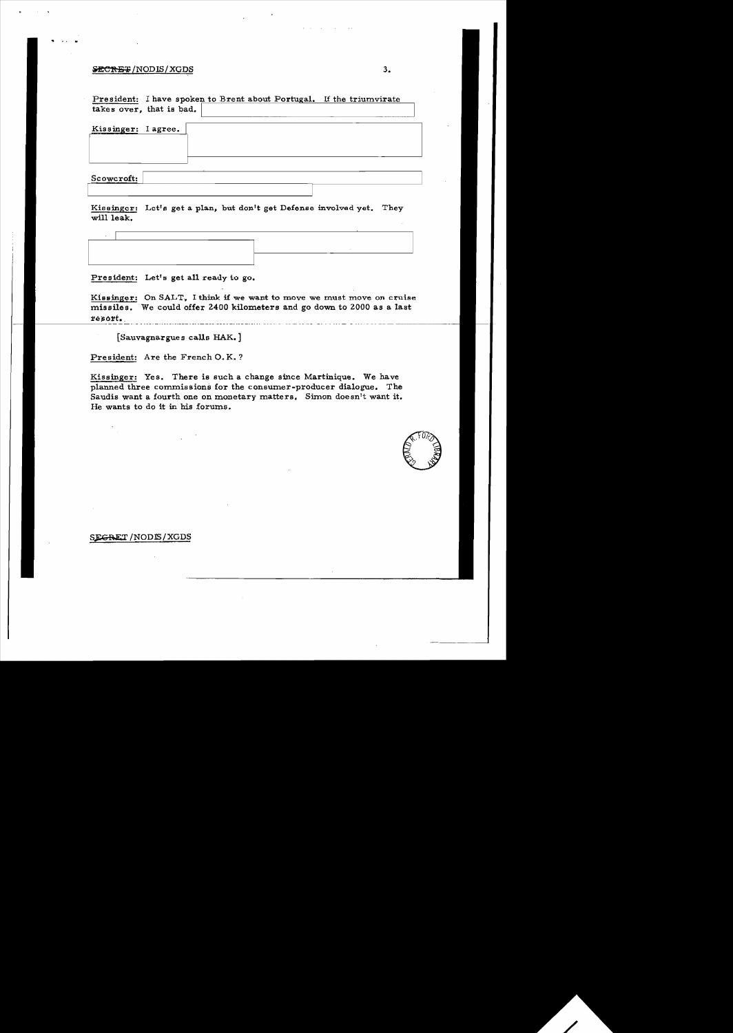President: I have spoken to Brent about Portugal. If the triumvirate takes over, that is bad.

Kissinger: I agree.

Scowcroft:

Kissinger: Let's get a plan, but don't get Defense involved yet. They will leak.

President: Let's get all ready to go.

Kissinger: On SALT, I think if we want to move we must move on cruise missiles. We could offer 2400 kilometers and go down to 2000 as a last resort.

[Sauvagnargues calls HAK.]

President: Are the French O.K.?

Kissinger: Yes. There is such a change since Martinique. We have planned three commissions for the consumer-producer dialogue. The Saudis want a fourth one on monetary matters. Simon doesn't want it. He wants to do it in his forums.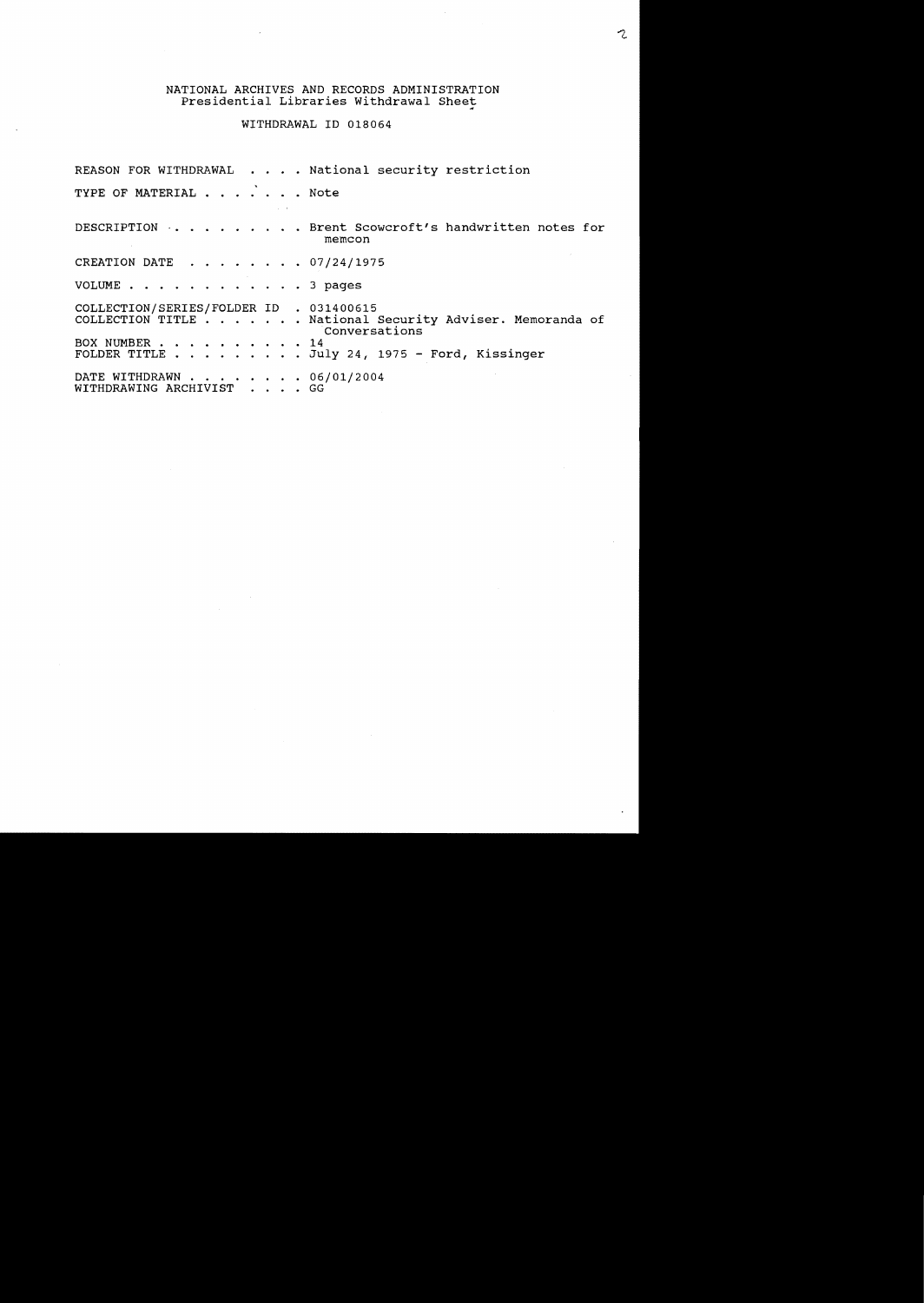NATIONAL ARCHIVES AND RECORDS ADMINISTRATION
Presidential Libraries Withdrawal Sheet

WITHDRAWAL ID 018064

REASON FOR WITHDRAWAL . . . . National security restriction

TYPE OF MATERIAL . . . . . . . Note

DESCRIPTION . . . . . . . . . . Brent Scowcroft's handwritten notes for memcon

CREATION DATE . . . . . . . . 07/24/1975

VOLUME . . . . . . . . . . . . 3 pages

COLLECTION/SERIES/FOLDER ID . 031400615
COLLECTION TITLE . . . . . . . National Security Adviser. Memoranda of Conversations
BOX NUMBER . . . . . . . . . . 14
FOLDER TITLE . . . . . . . . . July 24, 1975 - Ford, Kissinger

DATE WITHDRAWN . . . . . . . . 06/01/2004
WITHDRAWING ARCHIVIST . . . . GG